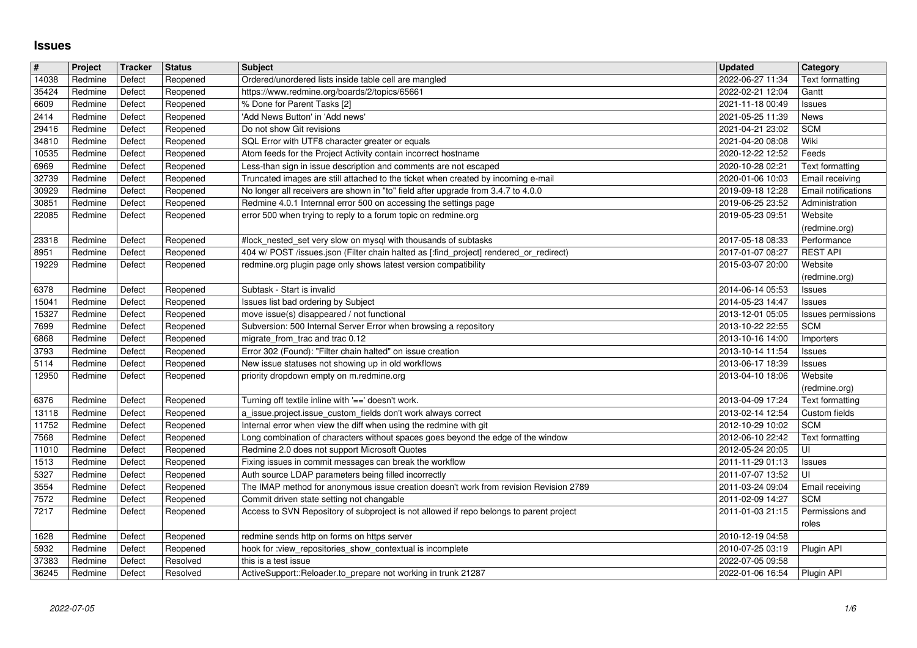# Issues

| # | Project | Tracker | Status | Subject | Updated | Category |
|---|---|---|---|---|---|---|
| 14038 | Redmine | Defect | Reopened | Ordered/unordered lists inside table cell are mangled | 2022-06-27 11:34 | Text formatting |
| 35424 | Redmine | Defect | Reopened | https://www.redmine.org/boards/2/topics/65661 | 2022-02-21 12:04 | Gantt |
| 6609 | Redmine | Defect | Reopened | % Done for Parent Tasks [2] | 2021-11-18 00:49 | Issues |
| 2414 | Redmine | Defect | Reopened | 'Add News Button' in 'Add news' | 2021-05-25 11:39 | News |
| 29416 | Redmine | Defect | Reopened | Do not show Git revisions | 2021-04-21 23:02 | SCM |
| 34810 | Redmine | Defect | Reopened | SQL Error with UTF8 character greater or equals | 2021-04-20 08:08 | Wiki |
| 10535 | Redmine | Defect | Reopened | Atom feeds for the Project Activity contain incorrect hostname | 2020-12-22 12:52 | Feeds |
| 6969 | Redmine | Defect | Reopened | Less-than sign in issue description and comments are not escaped | 2020-10-28 02:21 | Text formatting |
| 32739 | Redmine | Defect | Reopened | Truncated images are still attached to the ticket when created by incoming e-mail | 2020-01-06 10:03 | Email receiving |
| 30929 | Redmine | Defect | Reopened | No longer all receivers are shown in "to" field after upgrade from 3.4.7 to 4.0.0 | 2019-09-18 12:28 | Email notifications |
| 30851 | Redmine | Defect | Reopened | Redmine 4.0.1 Internnal error 500 on accessing the settings page | 2019-06-25 23:52 | Administration |
| 22085 | Redmine | Defect | Reopened | error 500 when trying to reply to a forum topic on redmine.org | 2019-05-23 09:51 | Website (redmine.org) |
| 23318 | Redmine | Defect | Reopened | #lock_nested_set very slow on mysql with thousands of subtasks | 2017-05-18 08:33 | Performance |
| 8951 | Redmine | Defect | Reopened | 404 w/ POST /issues.json (Filter chain halted as [:find_project] rendered_or_redirect) | 2017-01-07 08:27 | REST API |
| 19229 | Redmine | Defect | Reopened | redmine.org plugin page only shows latest version compatibility | 2015-03-07 20:00 | Website (redmine.org) |
| 6378 | Redmine | Defect | Reopened | Subtask - Start is invalid | 2014-06-14 05:53 | Issues |
| 15041 | Redmine | Defect | Reopened | Issues list bad ordering by Subject | 2014-05-23 14:47 | Issues |
| 15327 | Redmine | Defect | Reopened | move issue(s) disappeared / not functional | 2013-12-01 05:05 | Issues permissions |
| 7699 | Redmine | Defect | Reopened | Subversion: 500 Internal Server Error when browsing a repository | 2013-10-22 22:55 | SCM |
| 6868 | Redmine | Defect | Reopened | migrate_from_trac and trac 0.12 | 2013-10-16 14:00 | Importers |
| 3793 | Redmine | Defect | Reopened | Error 302 (Found): "Filter chain halted" on issue creation | 2013-10-14 11:54 | Issues |
| 5114 | Redmine | Defect | Reopened | New issue statuses not showing up in old workflows | 2013-06-17 18:39 | Issues |
| 12950 | Redmine | Defect | Reopened | priority dropdown empty on m.redmine.org | 2013-04-10 18:06 | Website (redmine.org) |
| 6376 | Redmine | Defect | Reopened | Turning off textile inline with '==' doesn't work. | 2013-04-09 17:24 | Text formatting |
| 13118 | Redmine | Defect | Reopened | a_issue.project.issue_custom_fields don't work always correct | 2013-02-14 12:54 | Custom fields |
| 11752 | Redmine | Defect | Reopened | Internal error when view the diff when using the redmine with git | 2012-10-29 10:02 | SCM |
| 7568 | Redmine | Defect | Reopened | Long combination of characters without spaces goes beyond the edge of the window | 2012-06-10 22:42 | Text formatting |
| 11010 | Redmine | Defect | Reopened | Redmine 2.0 does not support Microsoft Quotes | 2012-05-24 20:05 | UI |
| 1513 | Redmine | Defect | Reopened | Fixing issues in commit messages can break the workflow | 2011-11-29 01:13 | Issues |
| 5327 | Redmine | Defect | Reopened | Auth source LDAP parameters being filled incorrectly | 2011-07-07 13:52 | UI |
| 3554 | Redmine | Defect | Reopened | The IMAP method for anonymous issue creation doesn't work from revision Revision 2789 | 2011-03-24 09:04 | Email receiving |
| 7572 | Redmine | Defect | Reopened | Commit driven state setting not changable | 2011-02-09 14:27 | SCM |
| 7217 | Redmine | Defect | Reopened | Access to SVN Repository of subproject is not allowed if repo belongs to parent project | 2011-01-03 21:15 | Permissions and roles |
| 1628 | Redmine | Defect | Reopened | redmine sends http on forms on https server | 2010-12-19 04:58 | |
| 5932 | Redmine | Defect | Reopened | hook for :view_repositories_show_contextual is incomplete | 2010-07-25 03:19 | Plugin API |
| 37383 | Redmine | Defect | Resolved | this is a test issue | 2022-07-05 09:58 | |
| 36245 | Redmine | Defect | Resolved | ActiveSupport::Reloader.to_prepare not working in trunk 21287 | 2022-01-06 16:54 | Plugin API |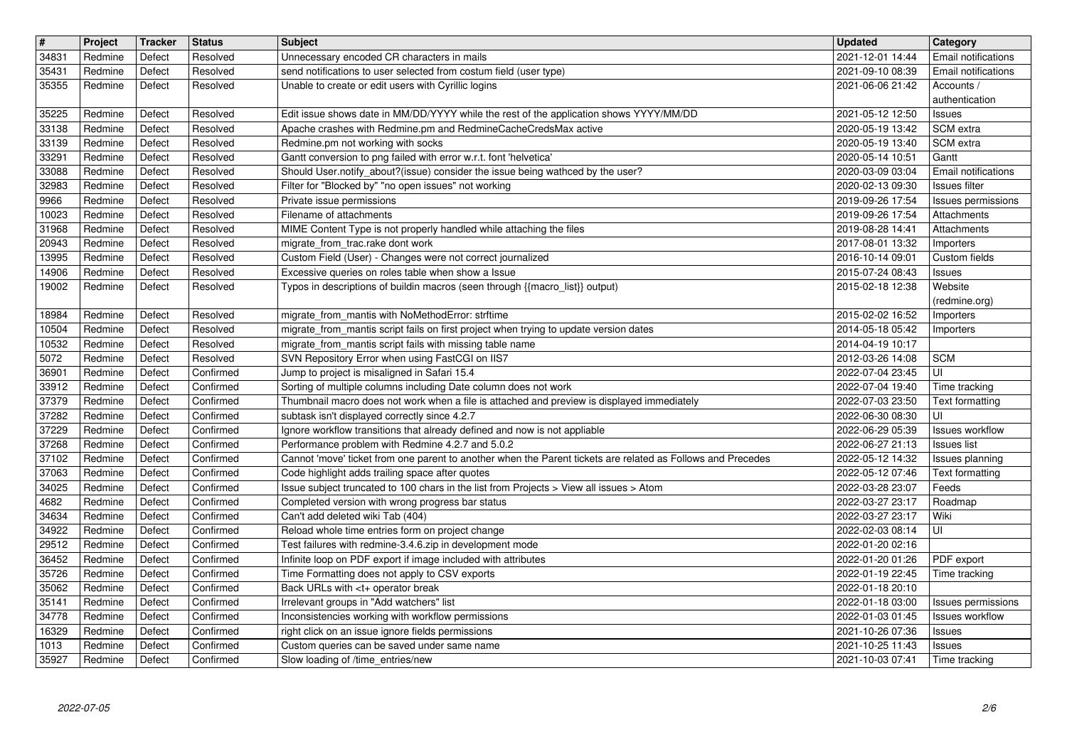| # | Project | Tracker | Status | Subject | Updated | Category |
| --- | --- | --- | --- | --- | --- | --- |
| 34831 | Redmine | Defect | Resolved | Unnecessary encoded CR characters in mails | 2021-12-01 14:44 | Email notifications |
| 35431 | Redmine | Defect | Resolved | send notifications to user selected from costum field (user type) | 2021-09-10 08:39 | Email notifications |
| 35355 | Redmine | Defect | Resolved | Unable to create or edit users with Cyrillic logins | 2021-06-06 21:42 | Accounts / authentication |
| 35225 | Redmine | Defect | Resolved | Edit issue shows date in MM/DD/YYYY while the rest of the application shows YYYY/MM/DD | 2021-05-12 12:50 | Issues |
| 33138 | Redmine | Defect | Resolved | Apache crashes with Redmine.pm and RedmineCacheCredsMax active | 2020-05-19 13:42 | SCM extra |
| 33139 | Redmine | Defect | Resolved | Redmine.pm not working with socks | 2020-05-19 13:40 | SCM extra |
| 33291 | Redmine | Defect | Resolved | Gantt conversion to png failed with error w.r.t. font 'helvetica' | 2020-05-14 10:51 | Gantt |
| 33088 | Redmine | Defect | Resolved | Should User.notify_about?(issue) consider the issue being wathced by the user? | 2020-03-09 03:04 | Email notifications |
| 32983 | Redmine | Defect | Resolved | Filter for "Blocked by" "no open issues" not working | 2020-02-13 09:30 | Issues filter |
| 9966 | Redmine | Defect | Resolved | Private issue permissions | 2019-09-26 17:54 | Issues permissions |
| 10023 | Redmine | Defect | Resolved | Filename of attachments | 2019-09-26 17:54 | Attachments |
| 31968 | Redmine | Defect | Resolved | MIME Content Type is not properly handled while attaching the files | 2019-08-28 14:41 | Attachments |
| 20943 | Redmine | Defect | Resolved | migrate_from_trac.rake dont work | 2017-08-01 13:32 | Importers |
| 13995 | Redmine | Defect | Resolved | Custom Field (User) - Changes were not correct journalized | 2016-10-14 09:01 | Custom fields |
| 14906 | Redmine | Defect | Resolved | Excessive queries on roles table when show a Issue | 2015-07-24 08:43 | Issues |
| 19002 | Redmine | Defect | Resolved | Typos in descriptions of buildin macros (seen through {{macro_list}} output) | 2015-02-18 12:38 | Website (redmine.org) |
| 18984 | Redmine | Defect | Resolved | migrate_from_mantis with NoMethodError: strftime | 2015-02-02 16:52 | Importers |
| 10504 | Redmine | Defect | Resolved | migrate_from_mantis script fails on first project when trying to update version dates | 2014-05-18 05:42 | Importers |
| 10532 | Redmine | Defect | Resolved | migrate_from_mantis script fails with missing table name | 2014-04-19 10:17 | |
| 5072 | Redmine | Defect | Resolved | SVN Repository Error when using FastCGI on IIS7 | 2012-03-26 14:08 | SCM |
| 36901 | Redmine | Defect | Confirmed | Jump to project is misaligned in Safari 15.4 | 2022-07-04 23:45 | UI |
| 33912 | Redmine | Defect | Confirmed | Sorting of multiple columns including Date column does not work | 2022-07-04 19:40 | Time tracking |
| 37379 | Redmine | Defect | Confirmed | Thumbnail macro does not work when a file is attached and preview is displayed immediately | 2022-07-03 23:50 | Text formatting |
| 37282 | Redmine | Defect | Confirmed | subtask isn't displayed correctly since 4.2.7 | 2022-06-30 08:30 | UI |
| 37229 | Redmine | Defect | Confirmed | Ignore workflow transitions that already defined and now is not appliable | 2022-06-29 05:39 | Issues workflow |
| 37268 | Redmine | Defect | Confirmed | Performance problem with Redmine 4.2.7 and 5.0.2 | 2022-06-27 21:13 | Issues list |
| 37102 | Redmine | Defect | Confirmed | Cannot 'move' ticket from one parent to another when the Parent tickets are related as Follows and Precedes | 2022-05-12 14:32 | Issues planning |
| 37063 | Redmine | Defect | Confirmed | Code highlight adds trailing space after quotes | 2022-05-12 07:46 | Text formatting |
| 34025 | Redmine | Defect | Confirmed | Issue subject truncated to 100 chars in the list from Projects > View all issues > Atom | 2022-03-28 23:07 | Feeds |
| 4682 | Redmine | Defect | Confirmed | Completed version with wrong progress bar status | 2022-03-27 23:17 | Roadmap |
| 34634 | Redmine | Defect | Confirmed | Can't add deleted wiki Tab (404) | 2022-03-27 23:17 | Wiki |
| 34922 | Redmine | Defect | Confirmed | Reload whole time entries form on project change | 2022-02-03 08:14 | UI |
| 29512 | Redmine | Defect | Confirmed | Test failures with redmine-3.4.6.zip in development mode | 2022-01-20 02:16 | |
| 36452 | Redmine | Defect | Confirmed | Infinite loop on PDF export if image included with attributes | 2022-01-20 01:26 | PDF export |
| 35726 | Redmine | Defect | Confirmed | Time Formatting does not apply to CSV exports | 2022-01-19 22:45 | Time tracking |
| 35062 | Redmine | Defect | Confirmed | Back URLs with <t+ operator break | 2022-01-18 20:10 | |
| 35141 | Redmine | Defect | Confirmed | Irrelevant groups in "Add watchers" list | 2022-01-18 03:00 | Issues permissions |
| 34778 | Redmine | Defect | Confirmed | Inconsistencies working with workflow permissions | 2022-01-03 01:45 | Issues workflow |
| 16329 | Redmine | Defect | Confirmed | right click on an issue ignore fields permissions | 2021-10-26 07:36 | Issues |
| 1013 | Redmine | Defect | Confirmed | Custom queries can be saved under same name | 2021-10-25 11:43 | Issues |
| 35927 | Redmine | Defect | Confirmed | Slow loading of /time_entries/new | 2021-10-03 07:41 | Time tracking |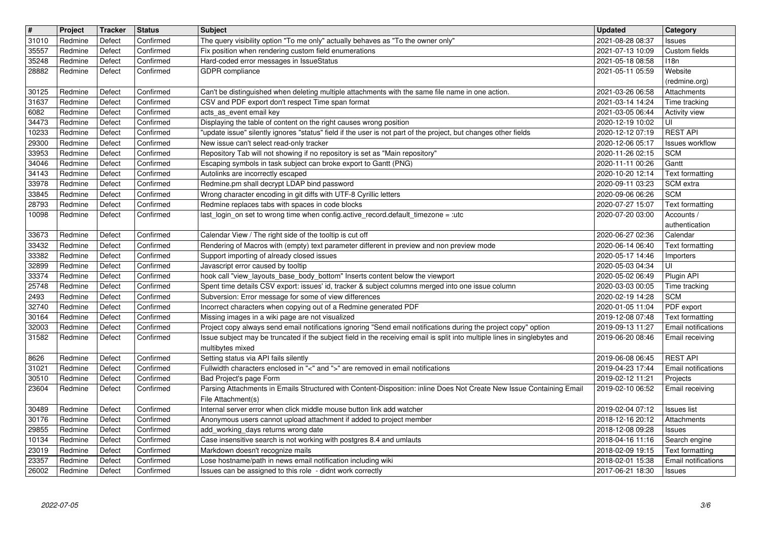| # | Project | Tracker | Status | Subject | Updated | Category |
|---|---|---|---|---|---|---|
| 31010 | Redmine | Defect | Confirmed | The query visibility option "To me only" actually behaves as "To the owner only" | 2021-08-28 08:37 | Issues |
| 35557 | Redmine | Defect | Confirmed | Fix position when rendering custom field enumerations | 2021-07-13 10:09 | Custom fields |
| 35248 | Redmine | Defect | Confirmed | Hard-coded error messages in IssueStatus | 2021-05-18 08:58 | I18n |
| 28882 | Redmine | Defect | Confirmed | GDPR compliance | 2021-05-11 05:59 | Website (redmine.org) |
| 30125 | Redmine | Defect | Confirmed | Can't be distinguished when deleting multiple attachments with the same file name in one action. | 2021-03-26 06:58 | Attachments |
| 31637 | Redmine | Defect | Confirmed | CSV and PDF export don't respect Time span format | 2021-03-14 14:24 | Time tracking |
| 6082 | Redmine | Defect | Confirmed | acts_as_event email key | 2021-03-05 06:44 | Activity view |
| 34473 | Redmine | Defect | Confirmed | Displaying the table of content on the right causes wrong position | 2020-12-19 10:02 | UI |
| 10233 | Redmine | Defect | Confirmed | "update issue" silently ignores "status" field if the user is not part of the project, but changes other fields | 2020-12-12 07:19 | REST API |
| 29300 | Redmine | Defect | Confirmed | New issue can't select read-only tracker | 2020-12-06 05:17 | Issues workflow |
| 33953 | Redmine | Defect | Confirmed | Repository Tab will not showing if no repository is set as "Main repository" | 2020-11-26 02:15 | SCM |
| 34046 | Redmine | Defect | Confirmed | Escaping symbols in task subject can broke export to Gantt (PNG) | 2020-11-11 00:26 | Gantt |
| 34143 | Redmine | Defect | Confirmed | Autolinks are incorrectly escaped | 2020-10-20 12:14 | Text formatting |
| 33978 | Redmine | Defect | Confirmed | Redmine.pm shall decrypt LDAP bind password | 2020-09-11 03:23 | SCM extra |
| 33845 | Redmine | Defect | Confirmed | Wrong character encoding in git diffs with UTF-8 Cyrillic letters | 2020-09-06 06:26 | SCM |
| 28793 | Redmine | Defect | Confirmed | Redmine replaces tabs with spaces in code blocks | 2020-07-27 15:07 | Text formatting |
| 10098 | Redmine | Defect | Confirmed | last_login_on set to wrong time when config.active_record.default_timezone = :utc | 2020-07-20 03:00 | Accounts / authentication |
| 33673 | Redmine | Defect | Confirmed | Calendar View / The right side of the tooltip is cut off | 2020-06-27 02:36 | Calendar |
| 33432 | Redmine | Defect | Confirmed | Rendering of Macros with (empty) text parameter different in preview and non preview mode | 2020-06-14 06:40 | Text formatting |
| 33382 | Redmine | Defect | Confirmed | Support importing of already closed issues | 2020-05-17 14:46 | Importers |
| 32899 | Redmine | Defect | Confirmed | Javascript error caused by tooltip | 2020-05-03 04:34 | UI |
| 33374 | Redmine | Defect | Confirmed | hook call "view_layouts_base_body_bottom" Inserts content below the viewport | 2020-05-02 06:49 | Plugin API |
| 25748 | Redmine | Defect | Confirmed | Spent time details CSV export: issues' id, tracker & subject columns merged into one issue column | 2020-03-03 00:05 | Time tracking |
| 2493 | Redmine | Defect | Confirmed | Subversion: Error message for some of view differences | 2020-02-19 14:28 | SCM |
| 32740 | Redmine | Defect | Confirmed | Incorrect characters when copying out of a Redmine generated PDF | 2020-01-05 11:04 | PDF export |
| 30164 | Redmine | Defect | Confirmed | Missing images in a wiki page are not visualized | 2019-12-08 07:48 | Text formatting |
| 32003 | Redmine | Defect | Confirmed | Project copy always send email notifications ignoring "Send email notifications during the project copy" option | 2019-09-13 11:27 | Email notifications |
| 31582 | Redmine | Defect | Confirmed | Issue subject may be truncated if the subject field in the receiving email is split into multiple lines in singlebytes and multibytes mixed | 2019-06-20 08:46 | Email receiving |
| 8626 | Redmine | Defect | Confirmed | Setting status via API fails silently | 2019-06-08 06:45 | REST API |
| 31021 | Redmine | Defect | Confirmed | Fullwidth characters enclosed in "<" and ">" are removed in email notifications | 2019-04-23 17:44 | Email notifications |
| 30510 | Redmine | Defect | Confirmed | Bad Project's page Form | 2019-02-12 11:21 | Projects |
| 23604 | Redmine | Defect | Confirmed | Parsing Attachments in Emails Structured with Content-Disposition: inline Does Not Create New Issue Containing Email File Attachment(s) | 2019-02-10 06:52 | Email receiving |
| 30489 | Redmine | Defect | Confirmed | Internal server error when click middle mouse button link add watcher | 2019-02-04 07:12 | Issues list |
| 30176 | Redmine | Defect | Confirmed | Anonymous users cannot upload attachment if added to project member | 2018-12-16 20:12 | Attachments |
| 29855 | Redmine | Defect | Confirmed | add_working_days returns wrong date | 2018-12-08 09:28 | Issues |
| 10134 | Redmine | Defect | Confirmed | Case insensitive search is not working with postgres 8.4 and umlauts | 2018-04-16 11:16 | Search engine |
| 23019 | Redmine | Defect | Confirmed | Markdown doesn't recognize mails | 2018-02-09 19:15 | Text formatting |
| 23357 | Redmine | Defect | Confirmed | Lose hostname/path in news email notification including wiki | 2018-02-01 15:38 | Email notifications |
| 26002 | Redmine | Defect | Confirmed | Issues can be assigned to this role - didnt work correctly | 2017-06-21 18:30 | Issues |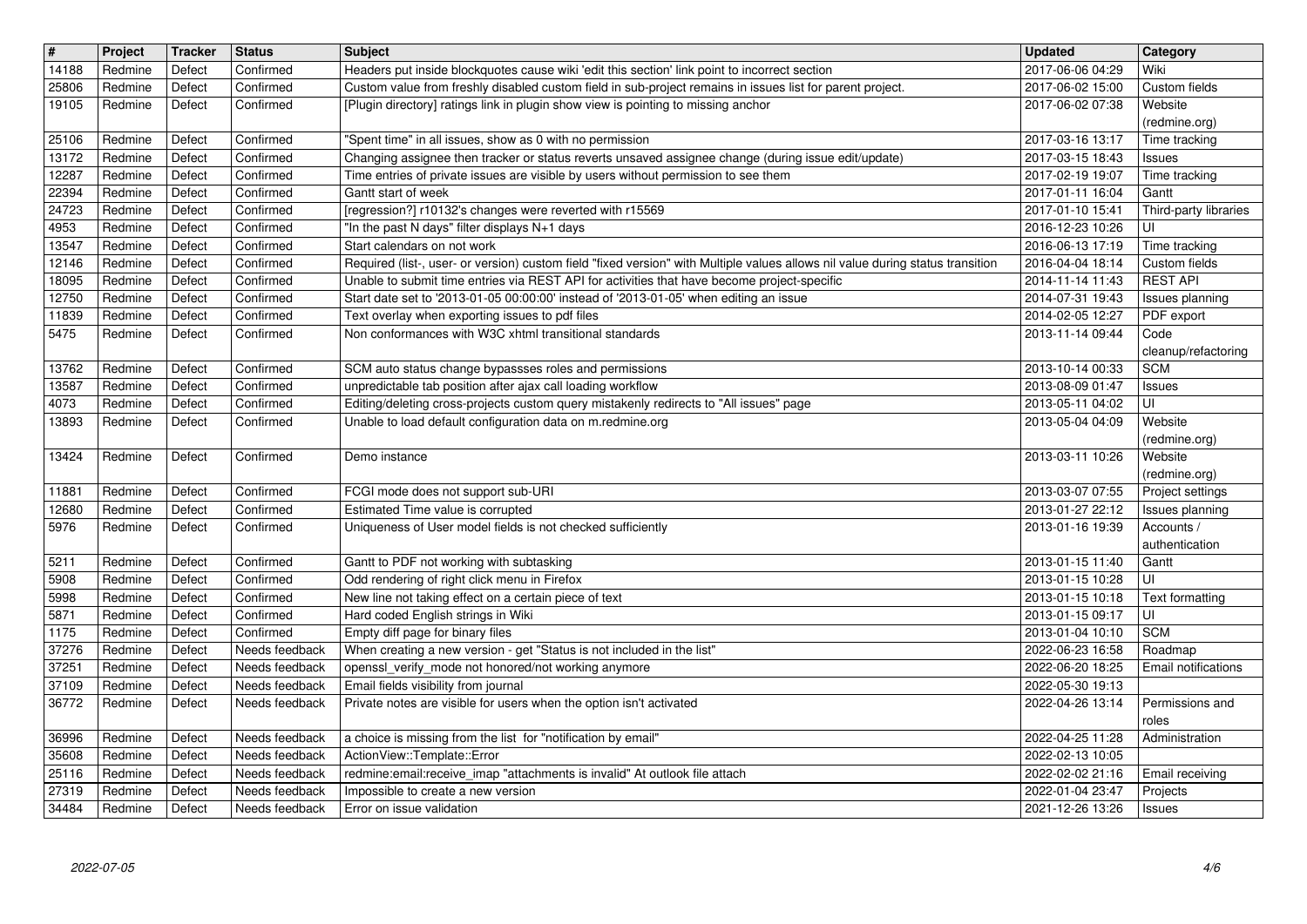| # | Project | Tracker | Status | Subject | Updated | Category |
|---|---|---|---|---|---|---|
| 14188 | Redmine | Defect | Confirmed | Headers put inside blockquotes cause wiki 'edit this section' link point to incorrect section | 2017-06-06 04:29 | Wiki |
| 25806 | Redmine | Defect | Confirmed | Custom value from freshly disabled custom field in sub-project remains in issues list for parent project. | 2017-06-02 15:00 | Custom fields |
| 19105 | Redmine | Defect | Confirmed | [Plugin directory] ratings link in plugin show view is pointing to missing anchor | 2017-06-02 07:38 | Website (redmine.org) |
| 25106 | Redmine | Defect | Confirmed | "Spent time" in all issues, show as 0 with no permission | 2017-03-16 13:17 | Time tracking |
| 13172 | Redmine | Defect | Confirmed | Changing assignee then tracker or status reverts unsaved assignee change (during issue edit/update) | 2017-03-15 18:43 | Issues |
| 12287 | Redmine | Defect | Confirmed | Time entries of private issues are visible by users without permission to see them | 2017-02-19 19:07 | Time tracking |
| 22394 | Redmine | Defect | Confirmed | Gantt start of week | 2017-01-11 16:04 | Gantt |
| 24723 | Redmine | Defect | Confirmed | [regression?] r10132's changes were reverted with r15569 | 2017-01-10 15:41 | Third-party libraries |
| 4953 | Redmine | Defect | Confirmed | "In the past N days" filter displays N+1 days | 2016-12-23 10:26 | UI |
| 13547 | Redmine | Defect | Confirmed | Start calendars on not work | 2016-06-13 17:19 | Time tracking |
| 12146 | Redmine | Defect | Confirmed | Required (list-, user- or version) custom field "fixed version" with Multiple values allows nil value during status transition | 2016-04-04 18:14 | Custom fields |
| 18095 | Redmine | Defect | Confirmed | Unable to submit time entries via REST API for activities that have become project-specific | 2014-11-14 11:43 | REST API |
| 12750 | Redmine | Defect | Confirmed | Start date set to '2013-01-05 00:00:00' instead of '2013-01-05' when editing an issue | 2014-07-31 19:43 | Issues planning |
| 11839 | Redmine | Defect | Confirmed | Text overlay when exporting issues to pdf files | 2014-02-05 12:27 | PDF export |
| 5475 | Redmine | Defect | Confirmed | Non conformances with W3C xhtml transitional standards | 2013-11-14 09:44 | Code cleanup/refactoring |
| 13762 | Redmine | Defect | Confirmed | SCM auto status change bypassses roles and permissions | 2013-10-14 00:33 | SCM |
| 13587 | Redmine | Defect | Confirmed | unpredictable tab position after ajax call loading workflow | 2013-08-09 01:47 | Issues |
| 4073 | Redmine | Defect | Confirmed | Editing/deleting cross-projects custom query mistakenly redirects to "All issues" page | 2013-05-11 04:02 | UI |
| 13893 | Redmine | Defect | Confirmed | Unable to load default configuration data on m.redmine.org | 2013-05-04 04:09 | Website (redmine.org) |
| 13424 | Redmine | Defect | Confirmed | Demo instance | 2013-03-11 10:26 | Website (redmine.org) |
| 11881 | Redmine | Defect | Confirmed | FCGI mode does not support sub-URI | 2013-03-07 07:55 | Project settings |
| 12680 | Redmine | Defect | Confirmed | Estimated Time value is corrupted | 2013-01-27 22:12 | Issues planning |
| 5976 | Redmine | Defect | Confirmed | Uniqueness of User model fields is not checked sufficiently | 2013-01-16 19:39 | Accounts / authentication |
| 5211 | Redmine | Defect | Confirmed | Gantt to PDF not working with subtasking | 2013-01-15 11:40 | Gantt |
| 5908 | Redmine | Defect | Confirmed | Odd rendering of right click menu in Firefox | 2013-01-15 10:28 | UI |
| 5998 | Redmine | Defect | Confirmed | New line not taking effect on a certain piece of text | 2013-01-15 10:18 | Text formatting |
| 5871 | Redmine | Defect | Confirmed | Hard coded English strings in Wiki | 2013-01-15 09:17 | UI |
| 1175 | Redmine | Defect | Confirmed | Empty diff page for binary files | 2013-01-04 10:10 | SCM |
| 37276 | Redmine | Defect | Needs feedback | When creating a new version - get "Status is not included in the list" | 2022-06-23 16:58 | Roadmap |
| 37251 | Redmine | Defect | Needs feedback | openssl_verify_mode not honored/not working anymore | 2022-06-20 18:25 | Email notifications |
| 37109 | Redmine | Defect | Needs feedback | Email fields visibility from journal | 2022-05-30 19:13 | |
| 36772 | Redmine | Defect | Needs feedback | Private notes are visible for users when the option isn't activated | 2022-04-26 13:14 | Permissions and roles |
| 36996 | Redmine | Defect | Needs feedback | a choice is missing from the list for "notification by email" | 2022-04-25 11:28 | Administration |
| 35608 | Redmine | Defect | Needs feedback | ActionView::Template::Error | 2022-02-13 10:05 | |
| 25116 | Redmine | Defect | Needs feedback | redmine:email:receive_imap "attachments is invalid" At outlook file attach | 2022-02-02 21:16 | Email receiving |
| 27319 | Redmine | Defect | Needs feedback | Impossible to create a new version | 2022-01-04 23:47 | Projects |
| 34484 | Redmine | Defect | Needs feedback | Error on issue validation | 2021-12-26 13:26 | Issues |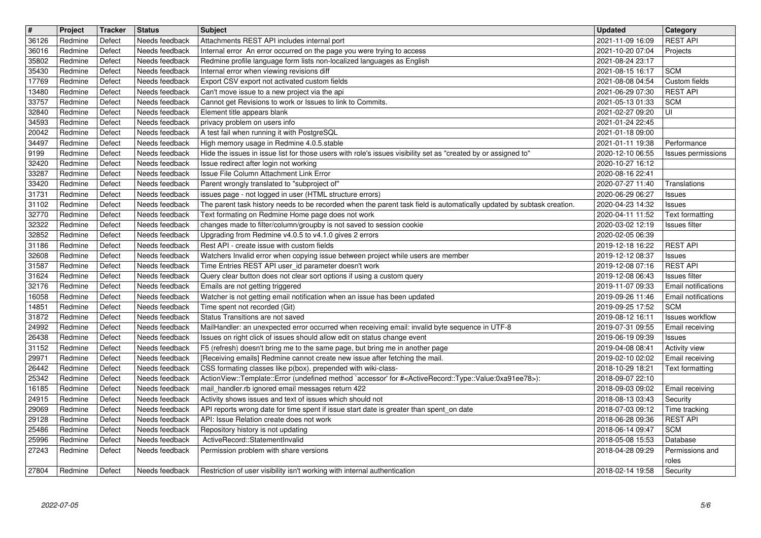| # | Project | Tracker | Status | Subject | Updated | Category |
|---|---|---|---|---|---|---|
| 36126 | Redmine | Defect | Needs feedback | Attachments REST API includes internal port | 2021-11-09 16:09 | REST API |
| 36016 | Redmine | Defect | Needs feedback | Internal error An error occurred on the page you were trying to access | 2021-10-20 07:04 | Projects |
| 35802 | Redmine | Defect | Needs feedback | Redmine profile language form lists non-localized languages as English | 2021-08-24 23:17 | |
| 35430 | Redmine | Defect | Needs feedback | Internal error when viewing revisions diff | 2021-08-15 16:17 | SCM |
| 17769 | Redmine | Defect | Needs feedback | Export CSV export not activated custom fields | 2021-08-08 04:54 | Custom fields |
| 13480 | Redmine | Defect | Needs feedback | Can't move issue to a new project via the api | 2021-06-29 07:30 | REST API |
| 33757 | Redmine | Defect | Needs feedback | Cannot get Revisions to work or Issues to link to Commits. | 2021-05-13 01:33 | SCM |
| 32840 | Redmine | Defect | Needs feedback | Element title appears blank | 2021-02-27 09:20 | UI |
| 34593 | Redmine | Defect | Needs feedback | privacy problem on users info | 2021-01-24 22:45 | |
| 20042 | Redmine | Defect | Needs feedback | A test fail when running it with PostgreSQL | 2021-01-18 09:00 | |
| 34497 | Redmine | Defect | Needs feedback | High memory usage in Redmine 4.0.5.stable | 2021-01-11 19:38 | Performance |
| 9199 | Redmine | Defect | Needs feedback | Hide the issues in issue list for those users with role's issues visibility set as "created by or assigned to" | 2020-12-10 06:55 | Issues permissions |
| 32420 | Redmine | Defect | Needs feedback | Issue redirect after login not working | 2020-10-27 16:12 | |
| 33287 | Redmine | Defect | Needs feedback | Issue File Column Attachment Link Error | 2020-08-16 22:41 | |
| 33420 | Redmine | Defect | Needs feedback | Parent wrongly translated to "subproject of" | 2020-07-27 11:40 | Translations |
| 31731 | Redmine | Defect | Needs feedback | issues page - not logged in user (HTML structure errors) | 2020-06-29 06:27 | Issues |
| 31102 | Redmine | Defect | Needs feedback | The parent task history needs to be recorded when the parent task field is automatically updated by subtask creation. | 2020-04-23 14:32 | Issues |
| 32770 | Redmine | Defect | Needs feedback | Text formating on Redmine Home page does not work | 2020-04-11 11:52 | Text formatting |
| 32322 | Redmine | Defect | Needs feedback | changes made to filter/column/groupby is not saved to session cookie | 2020-03-02 12:19 | Issues filter |
| 32852 | Redmine | Defect | Needs feedback | Upgrading from Redmine v4.0.5 to v4.1.0 gives 2 errors | 2020-02-05 06:39 | |
| 31186 | Redmine | Defect | Needs feedback | Rest API - create issue with custom fields | 2019-12-18 16:22 | REST API |
| 32608 | Redmine | Defect | Needs feedback | Watchers Invalid error when copying issue between project while users are member | 2019-12-12 08:37 | Issues |
| 31587 | Redmine | Defect | Needs feedback | Time Entries REST API user_id parameter doesn't work | 2019-12-08 07:16 | REST API |
| 31624 | Redmine | Defect | Needs feedback | Query clear button does not clear sort options if using a custom query | 2019-12-08 06:43 | Issues filter |
| 32176 | Redmine | Defect | Needs feedback | Emails are not getting triggered | 2019-11-07 09:33 | Email notifications |
| 16058 | Redmine | Defect | Needs feedback | Watcher is not getting email notification when an issue has been updated | 2019-09-26 11:46 | Email notifications |
| 14851 | Redmine | Defect | Needs feedback | Time spent not recorded (Git) | 2019-09-25 17:52 | SCM |
| 31872 | Redmine | Defect | Needs feedback | Status Transitions are not saved | 2019-08-12 16:11 | Issues workflow |
| 24992 | Redmine | Defect | Needs feedback | MailHandler: an unexpected error occurred when receiving email: invalid byte sequence in UTF-8 | 2019-07-31 09:55 | Email receiving |
| 26438 | Redmine | Defect | Needs feedback | Issues on right click of issues should allow edit on status change event | 2019-06-19 09:39 | Issues |
| 31152 | Redmine | Defect | Needs feedback | F5 (refresh) doesn't bring me to the same page, but bring me in another page | 2019-04-08 08:41 | Activity view |
| 29971 | Redmine | Defect | Needs feedback | [Receiving emails] Redmine cannot create new issue after fetching the mail. | 2019-02-10 02:02 | Email receiving |
| 26442 | Redmine | Defect | Needs feedback | CSS formating classes like p(box). prepended with wiki-class- | 2018-10-29 18:21 | Text formatting |
| 25342 | Redmine | Defect | Needs feedback | ActionView::Template::Error (undefined method `accessor' for #<ActiveRecord::Type::Value:0xa91ee78>): | 2018-09-07 22:10 | |
| 16185 | Redmine | Defect | Needs feedback | mail_handler.rb ignored email messages return 422 | 2018-09-03 09:02 | Email receiving |
| 24915 | Redmine | Defect | Needs feedback | Activity shows issues and text of issues which should not | 2018-08-13 03:43 | Security |
| 29069 | Redmine | Defect | Needs feedback | API reports wrong date for time spent if issue start date is greater than spent_on date | 2018-07-03 09:12 | Time tracking |
| 29128 | Redmine | Defect | Needs feedback | API: Issue Relation create does not work | 2018-06-28 09:36 | REST API |
| 25486 | Redmine | Defect | Needs feedback | Repository history is not updating | 2018-06-14 09:47 | SCM |
| 25996 | Redmine | Defect | Needs feedback | ActiveRecord::StatementInvalid | 2018-05-08 15:53 | Database |
| 27243 | Redmine | Defect | Needs feedback | Permission problem with share versions | 2018-04-28 09:29 | Permissions and roles |
| 27804 | Redmine | Defect | Needs feedback | Restriction of user visibility isn't working with internal authentication | 2018-02-14 19:58 | Security |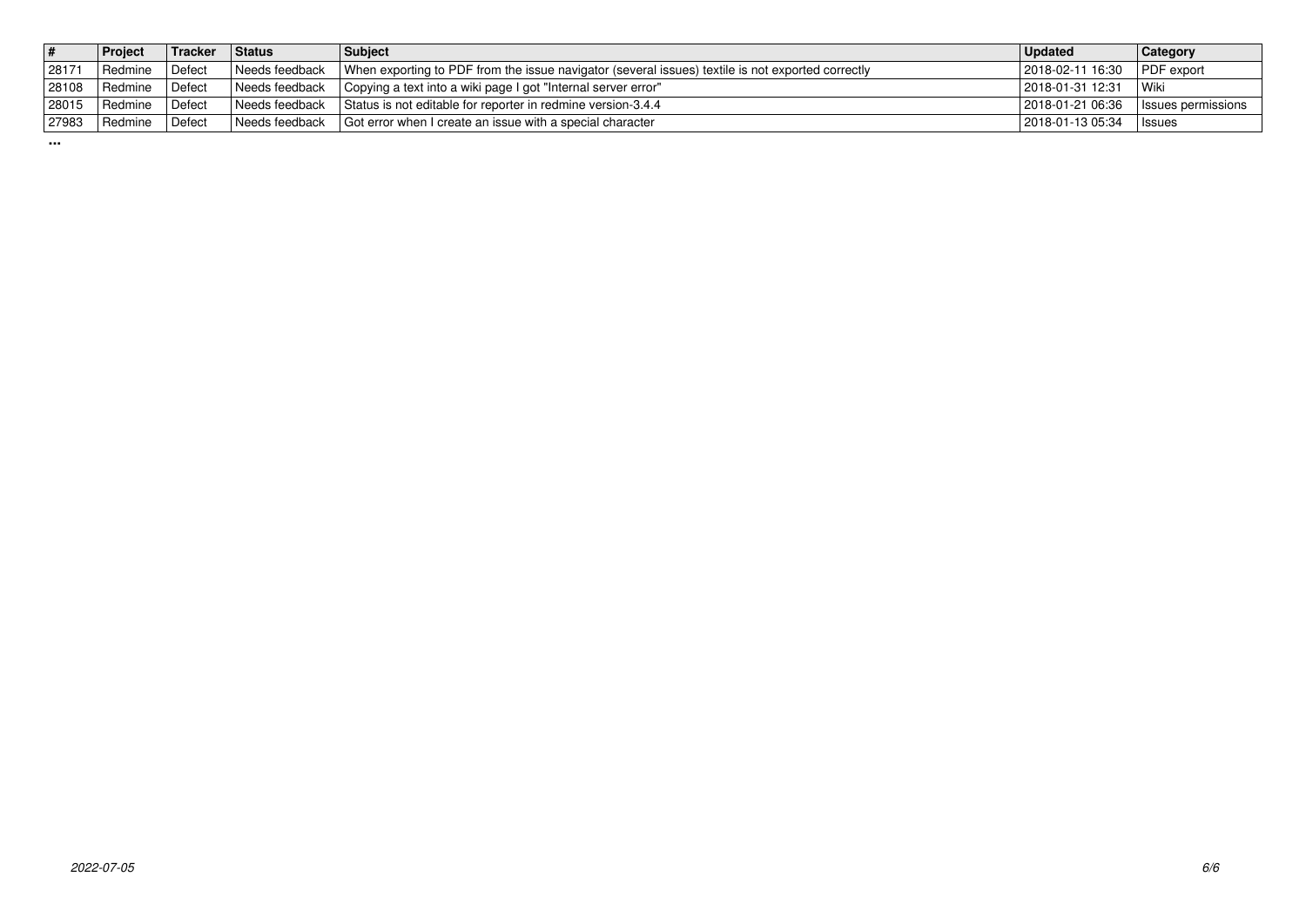| # | Project | Tracker | Status | Subject | Updated | Category |
|---|---|---|---|---|---|---|
| 28171 | Redmine | Defect | Needs feedback | When exporting to PDF from the issue navigator (several issues) textile is not exported correctly | 2018-02-11 16:30 | PDF export |
| 28108 | Redmine | Defect | Needs feedback | Copying a text into a wiki page I got "Internal server error" | 2018-01-31 12:31 | Wiki |
| 28015 | Redmine | Defect | Needs feedback | Status is not editable for reporter in redmine version-3.4.4 | 2018-01-21 06:36 | Issues permissions |
| 27983 | Redmine | Defect | Needs feedback | Got error when I create an issue with a special character | 2018-01-13 05:34 | Issues |

...